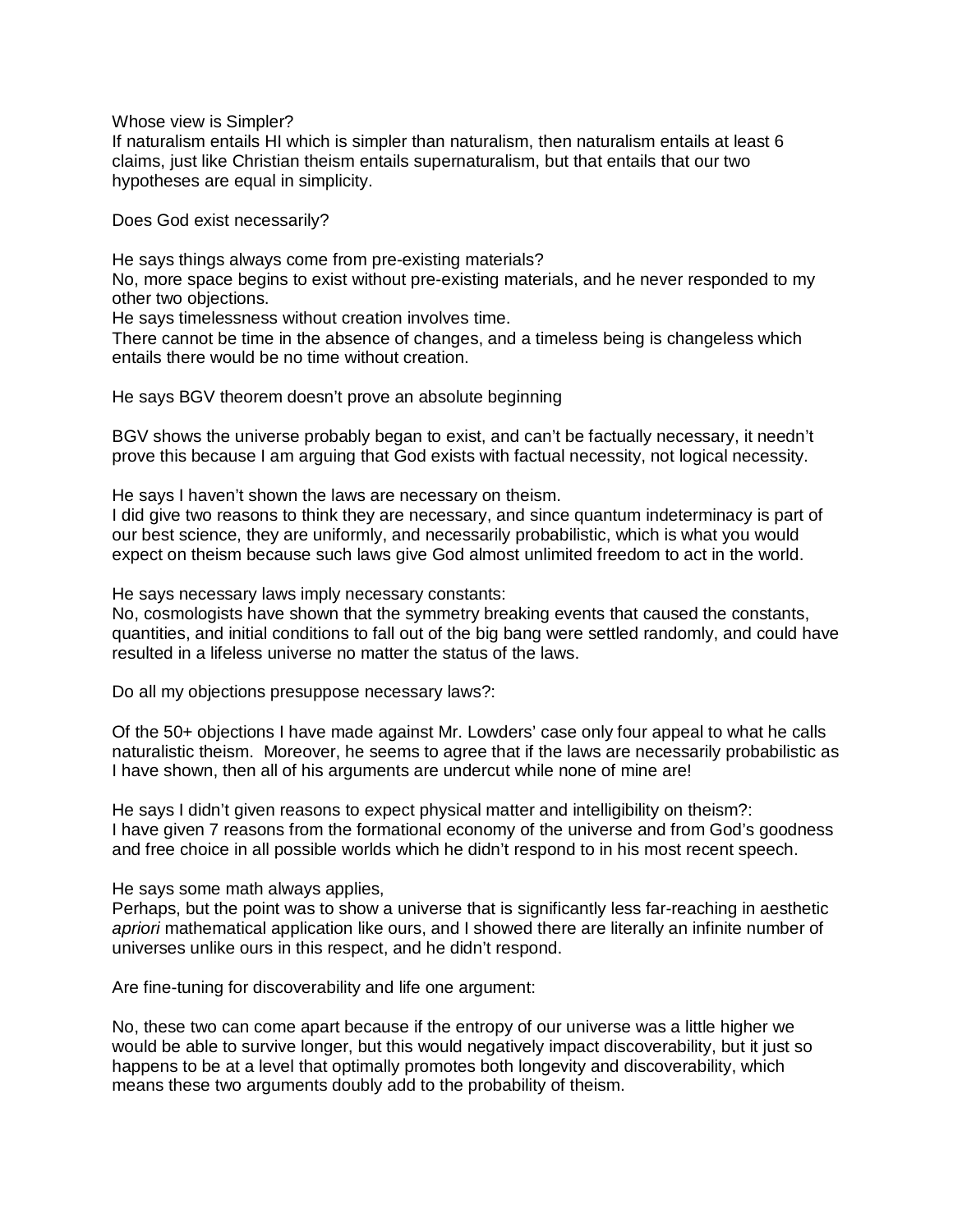Whose view is Simpler?

If naturalism entails HI which is simpler than naturalism, then naturalism entails at least 6 claims, just like Christian theism entails supernaturalism, but that entails that our two hypotheses are equal in simplicity.

Does God exist necessarily?

He says things always come from pre-existing materials?

No, more space begins to exist without pre-existing materials, and he never responded to my other two objections.

He says timelessness without creation involves time.

There cannot be time in the absence of changes, and a timeless being is changeless which entails there would be no time without creation.

He says BGV theorem doesn't prove an absolute beginning

BGV shows the universe probably began to exist, and can't be factually necessary, it needn't prove this because I am arguing that God exists with factual necessity, not logical necessity.

He says I haven't shown the laws are necessary on theism.

I did give two reasons to think they are necessary, and since quantum indeterminacy is part of our best science, they are uniformly, and necessarily probabilistic, which is what you would expect on theism because such laws give God almost unlimited freedom to act in the world.

He says necessary laws imply necessary constants:

No, cosmologists have shown that the symmetry breaking events that caused the constants, quantities, and initial conditions to fall out of the big bang were settled randomly, and could have resulted in a lifeless universe no matter the status of the laws.

Do all my objections presuppose necessary laws?:

Of the 50+ objections I have made against Mr. Lowders' case only four appeal to what he calls naturalistic theism. Moreover, he seems to agree that if the laws are necessarily probabilistic as I have shown, then all of his arguments are undercut while none of mine are!

He says I didn't given reasons to expect physical matter and intelligibility on theism?:

I have given 7 reasons from the formational economy of the universe and from God's goodness and free choice in all possible worlds which he didn't respond to in his most recent speech.

He says some math always applies,

Perhaps, but the point was to show a universe that is significantly less far-reaching in aesthetic *apriori* mathematical application like ours, and I showed there are literally an infinite number of universes unlike ours in this respect, and he didn't respond.

Are fine-tuning for discoverability and life one argument:

No, these two can come apart because if the entropy of our universe was a little higher we would be able to survive longer, but this would negatively impact discoverability, but it just so happens to be at a level that optimally promotes both longevity and discoverability, which means these two arguments doubly add to the probability of theism.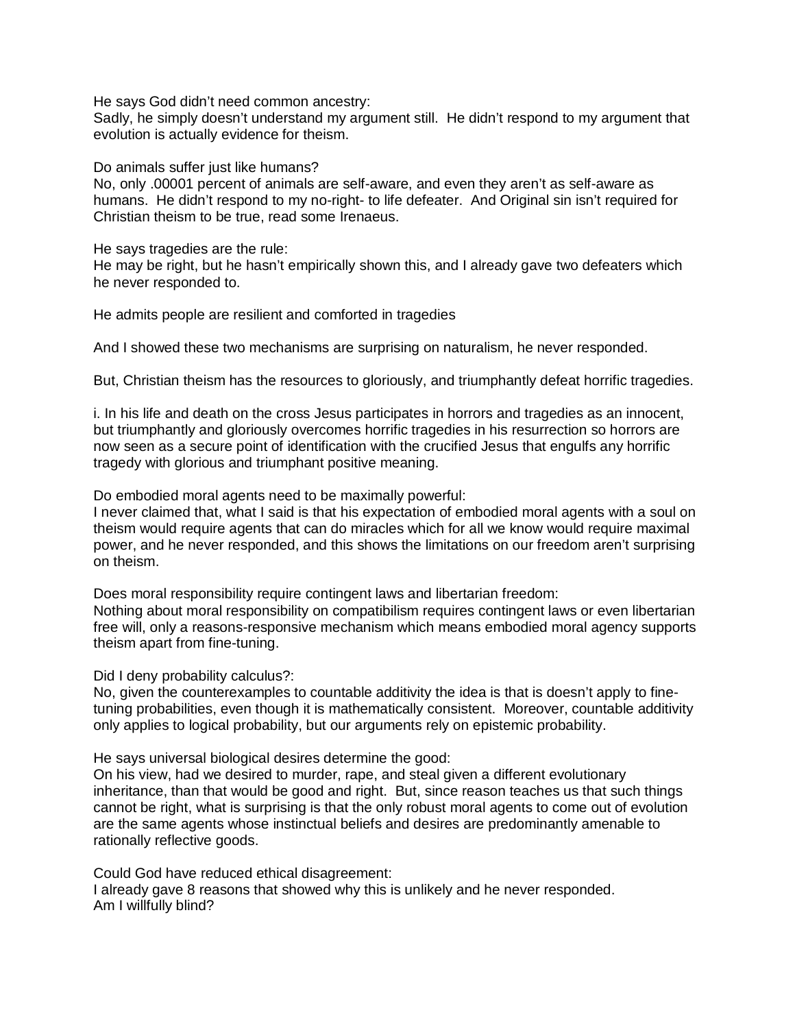He says God didn't need common ancestry:
Sadly, he simply doesn't understand my argument still. He didn't respond to my argument that evolution is actually evidence for theism.

Do animals suffer just like humans?
No, only .00001 percent of animals are self-aware, and even they aren't as self-aware as humans. He didn't respond to my no-right- to life defeater. And Original sin isn't required for Christian theism to be true, read some Irenaeus.

He says tragedies are the rule:
He may be right, but he hasn't empirically shown this, and I already gave two defeaters which he never responded to.

He admits people are resilient and comforted in tragedies

And I showed these two mechanisms are surprising on naturalism, he never responded.

But, Christian theism has the resources to gloriously, and triumphantly defeat horrific tragedies.

i. In his life and death on the cross Jesus participates in horrors and tragedies as an innocent, but triumphantly and gloriously overcomes horrific tragedies in his resurrection so horrors are now seen as a secure point of identification with the crucified Jesus that engulfs any horrific tragedy with glorious and triumphant positive meaning.

Do embodied moral agents need to be maximally powerful:
I never claimed that, what I said is that his expectation of embodied moral agents with a soul on theism would require agents that can do miracles which for all we know would require maximal power, and he never responded, and this shows the limitations on our freedom aren't surprising on theism.

Does moral responsibility require contingent laws and libertarian freedom:
Nothing about moral responsibility on compatibilism requires contingent laws or even libertarian free will, only a reasons-responsive mechanism which means embodied moral agency supports theism apart from fine-tuning.

Did I deny probability calculus?:
No, given the counterexamples to countable additivity the idea is that is doesn't apply to fine-tuning probabilities, even though it is mathematically consistent. Moreover, countable additivity only applies to logical probability, but our arguments rely on epistemic probability.

He says universal biological desires determine the good:
On his view, had we desired to murder, rape, and steal given a different evolutionary inheritance, than that would be good and right. But, since reason teaches us that such things cannot be right, what is surprising is that the only robust moral agents to come out of evolution are the same agents whose instinctual beliefs and desires are predominantly amenable to rationally reflective goods.

Could God have reduced ethical disagreement:
I already gave 8 reasons that showed why this is unlikely and he never responded.
Am I willfully blind?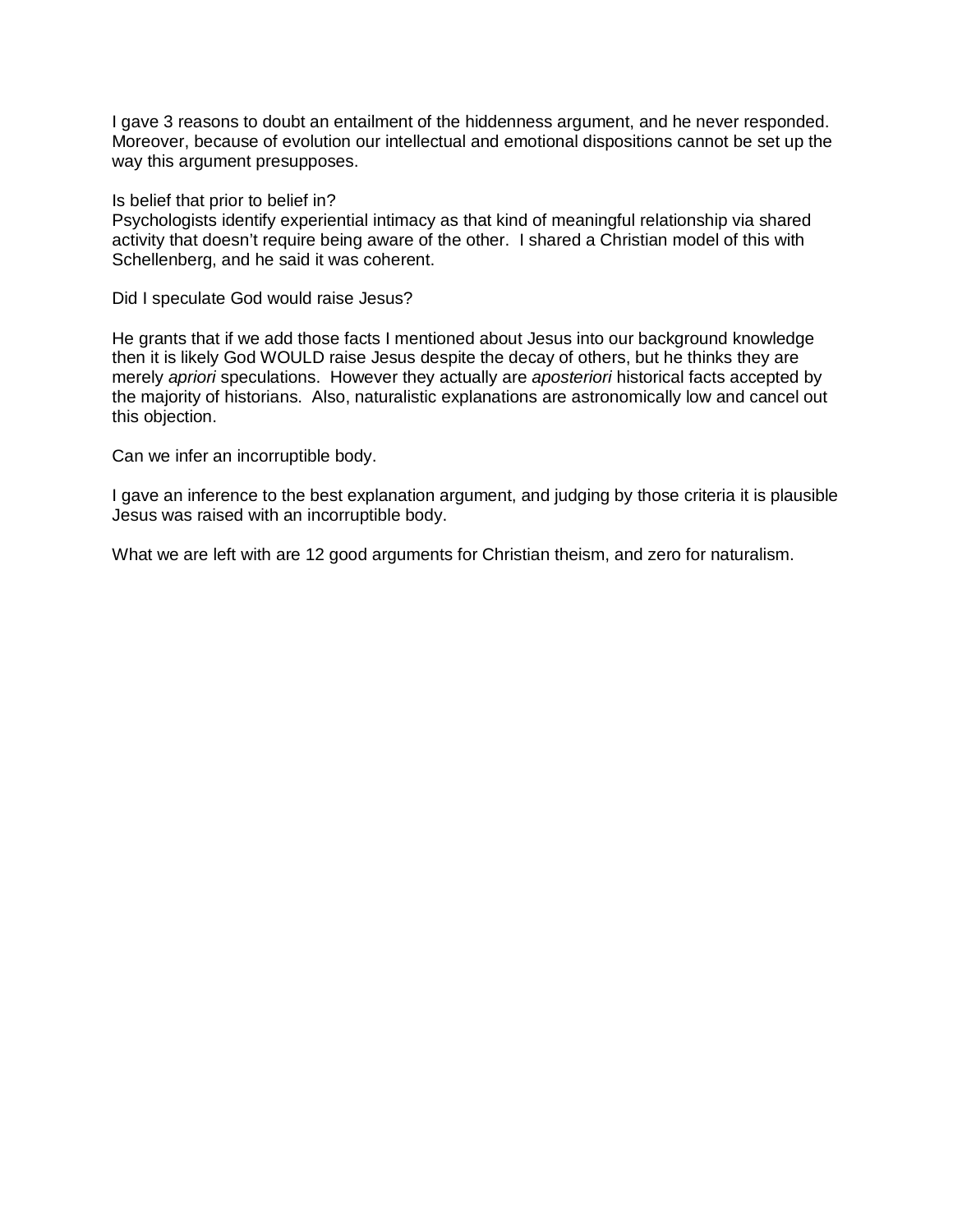I gave 3 reasons to doubt an entailment of the hiddenness argument, and he never responded. Moreover, because of evolution our intellectual and emotional dispositions cannot be set up the way this argument presupposes.

Is belief that prior to belief in?
Psychologists identify experiential intimacy as that kind of meaningful relationship via shared activity that doesn't require being aware of the other. I shared a Christian model of this with Schellenberg, and he said it was coherent.

Did I speculate God would raise Jesus?

He grants that if we add those facts I mentioned about Jesus into our background knowledge then it is likely God WOULD raise Jesus despite the decay of others, but he thinks they are merely *apriori* speculations. However they actually are *aposteriori* historical facts accepted by the majority of historians. Also, naturalistic explanations are astronomically low and cancel out this objection.

Can we infer an incorruptible body.

I gave an inference to the best explanation argument, and judging by those criteria it is plausible Jesus was raised with an incorruptible body.

What we are left with are 12 good arguments for Christian theism, and zero for naturalism.